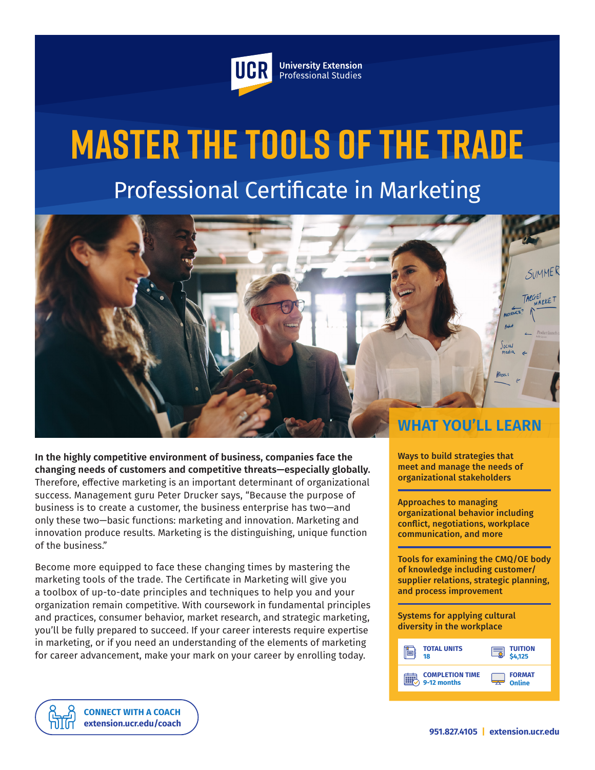UCR University Extension Professional Studies

# MASTER THE TOOLS OF THE TRADE

## Professional Certificate in Marketing

**In the highly competitive environment of business, companies face the changing needs of customers and competitive threats—especially globally.** Therefore, effective marketing is an important determinant of organizational success. Management guru Peter Drucker says, "Because the purpose of business is to create a customer, the business enterprise has two—and only these two—basic functions: marketing and innovation. Marketing and innovation produce results. Marketing is the distinguishing, unique function of the business."

Become more equipped to face these changing times by mastering the marketing tools of the trade. The Certificate in Marketing will give you a toolbox of up-to-date principles and techniques to help you and your organization remain competitive. With coursework in fundamental principles and practices, consumer behavior, market research, and strategic marketing, you'll be fully prepared to succeed. If your career interests require expertise in marketing, or if you need an understanding of the elements of marketing for career advancement, make your mark on your career by enrolling today.

## WHAT YOU'LL LEARN

**Ways to build strategies that meet and manage the needs of organizational stakeholders**

**Approaches to managing organizational behavior including conflict, negotiations, workplace communication, and more**

**Tools for examining the CMQ/OE body of knowledge including customer/supplier relations, strategic planning, and process improvement**

**Systems for applying cultural diversity in the workplace**

| | |
|---|---|
| **TOTAL UNITS** 18 | **TUITION** $4,125 |
| **COMPLETION TIME** 9-12 months | **FORMAT** Online |

**CONNECT WITH A COACH**
**extension.ucr.edu/coach**

951.827.4105 | extension.ucr.edu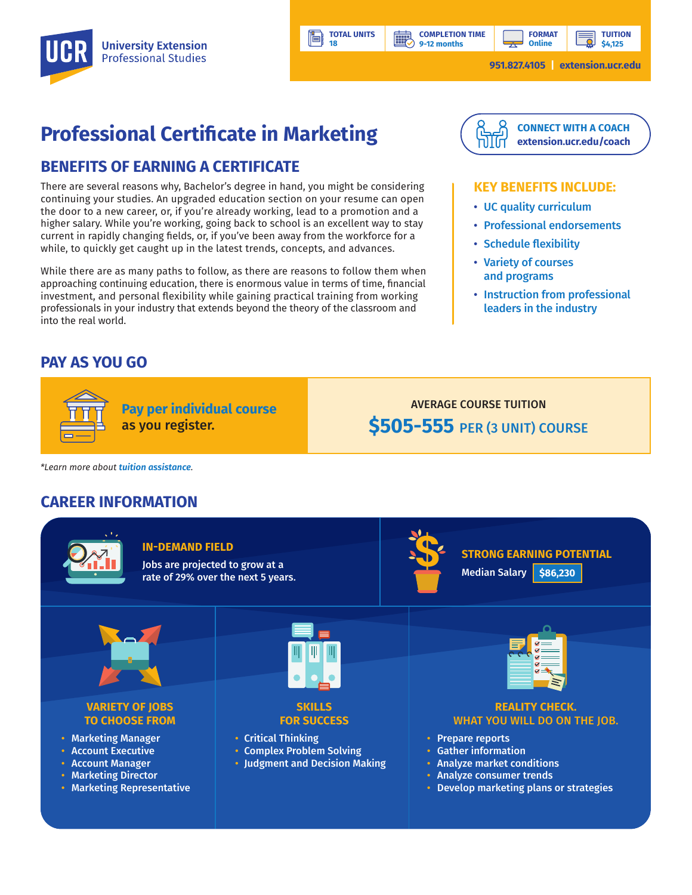UCR University Extension Professional Studies

| TOTAL UNITS | COMPLETION TIME | FORMAT | TUITION |
|---|---|---|---|
| 18 | 9-12 months | Online | $4,125 |

951.827.4105 | extension.ucr.edu

# Professional Certificate in Marketing

CONNECT WITH A COACH
extension.ucr.edu/coach

## BENEFITS OF EARNING A CERTIFICATE

There are several reasons why, Bachelor's degree in hand, you might be considering continuing your studies. An upgraded education section on your resume can open the door to a new career, or, if you're already working, lead to a promotion and a higher salary. While you're working, going back to school is an excellent way to stay current in rapidly changing fields, or, if you've been away from the workforce for a while, to quickly get caught up in the latest trends, concepts, and advances.

While there are as many paths to follow, as there are reasons to follow them when approaching continuing education, there is enormous value in terms of time, financial investment, and personal flexibility while gaining practical training from working professionals in your industry that extends beyond the theory of the classroom and into the real world.

### KEY BENEFITS INCLUDE:

- UC quality curriculum
- Professional endorsements
- Schedule flexibility
- Variety of courses and programs
- Instruction from professional leaders in the industry

## PAY AS YOU GO

**Pay per individual course** as you register.

AVERAGE COURSE TUITION
**$505-555** PER (3 UNIT) COURSE

*Learn more about tuition assistance.*

## CAREER INFORMATION

### IN-DEMAND FIELD

Jobs are projected to grow at a rate of 29% over the next 5 years.

### STRONG EARNING POTENTIAL

Median Salary **$86,230**

### VARIETY OF JOBS TO CHOOSE FROM

- Marketing Manager
- Account Executive
- Account Manager
- Marketing Director
- Marketing Representative

### SKILLS FOR SUCCESS

- Critical Thinking
- Complex Problem Solving
- Judgment and Decision Making

### REALITY CHECK. WHAT YOU WILL DO ON THE JOB.

- Prepare reports
- Gather information
- Analyze market conditions
- Analyze consumer trends
- Develop marketing plans or strategies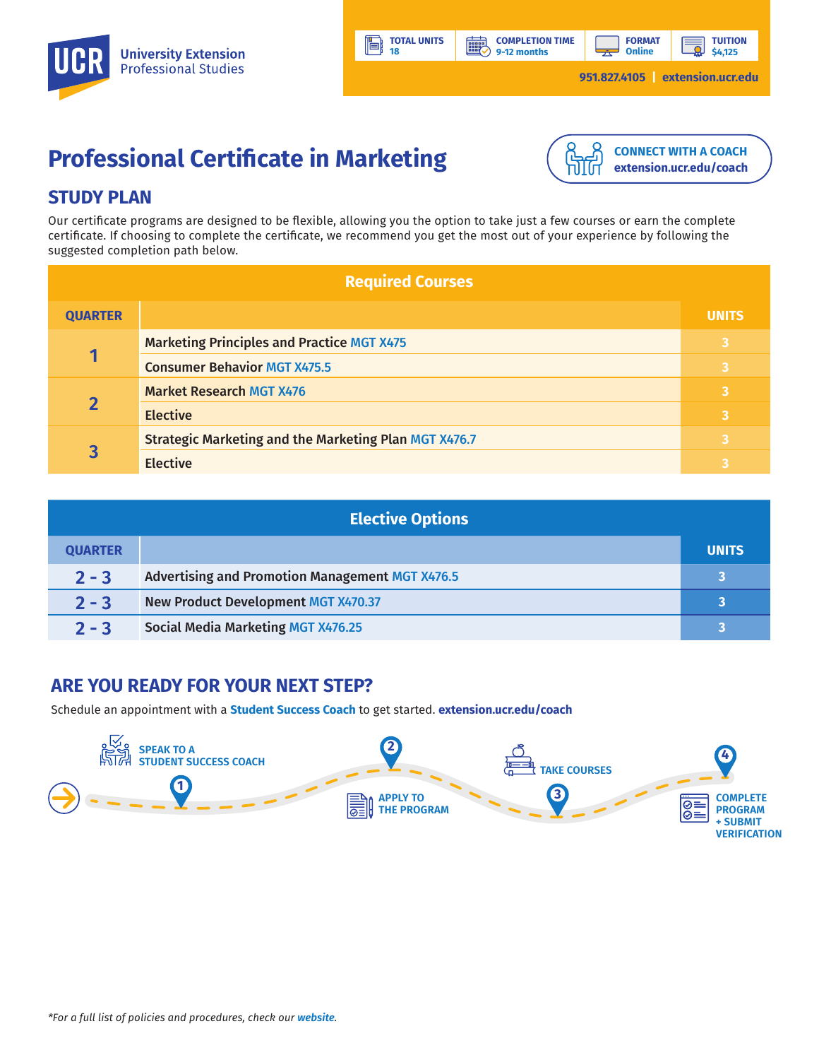UCR University Extension Professional Studies

| TOTAL UNITS | COMPLETION TIME | FORMAT | TUITION |
| --- | --- | --- | --- |
| 18 | 9-12 months | Online | $4,125 |

951.827.4105 | extension.ucr.edu

# Professional Certificate in Marketing

**CONNECT WITH A COACH**
**extension.ucr.edu/coach**

## STUDY PLAN

Our certificate programs are designed to be flexible, allowing you the option to take just a few courses or earn the complete certificate. If choosing to complete the certificate, we recommend you get the most out of your experience by following the suggested completion path below.

### Required Courses

| QUARTER | | UNITS |
| --- | --- | --- |
| 1 | Marketing Principles and Practice MGT X475 | 3 |
| | Consumer Behavior MGT X475.5 | 3 |
| 2 | Market Research MGT X476 | 3 |
| | Elective | 3 |
| 3 | Strategic Marketing and the Marketing Plan MGT X476.7 | 3 |
| | Elective | 3 |

### Elective Options

| QUARTER | | UNITS |
| --- | --- | --- |
| 2 - 3 | Advertising and Promotion Management MGT X476.5 | 3 |
| 2 - 3 | New Product Development MGT X470.37 | 3 |
| 2 - 3 | Social Media Marketing MGT X476.25 | 3 |

## ARE YOU READY FOR YOUR NEXT STEP?

Schedule an appointment with a **Student Success Coach** to get started. **extension.ucr.edu/coach**

1. SPEAK TO A STUDENT SUCCESS COACH
2. APPLY TO THE PROGRAM
3. TAKE COURSES
4. COMPLETE PROGRAM + SUBMIT VERIFICATION

*\*For a full list of policies and procedures, check our **website**.*